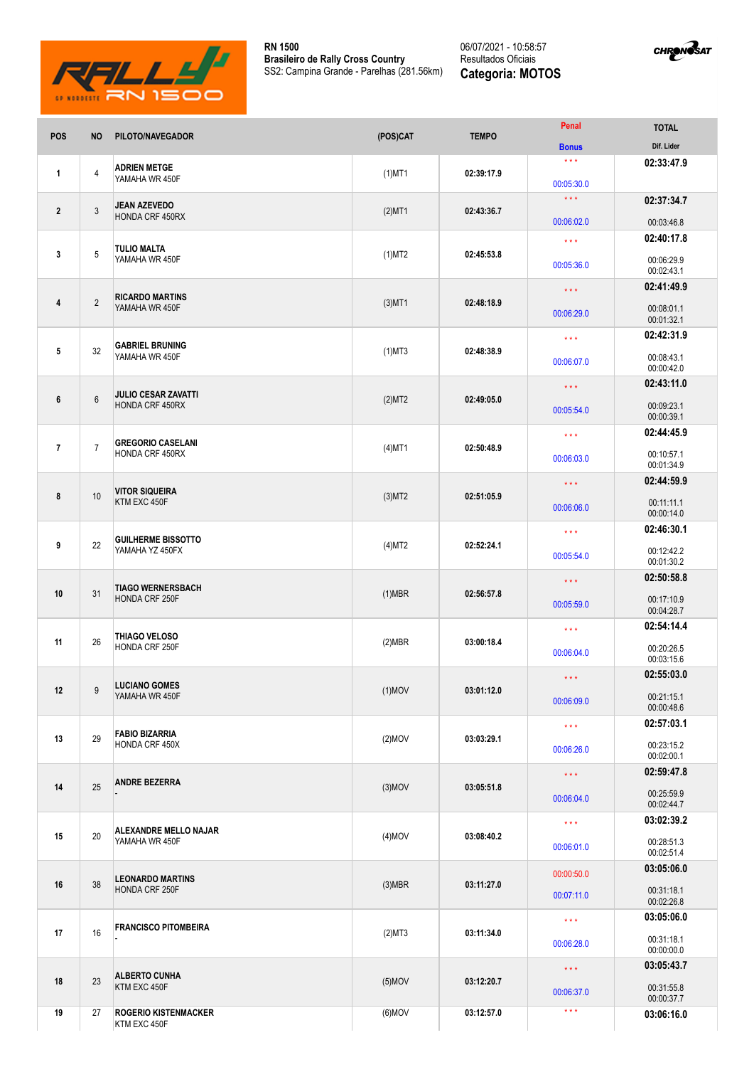**RN 1500**
**Brasileiro de Rally Cross Country**
SS2: Campina Grande - Parelhas (281.56km)

06/07/2021 - 10:58:57
Resultados Oficiais
**Categoria: MOTOS**

| POS | NO | PILOTO/NAVEGADOR | (POS)CAT | TEMPO | Penal / Bonus | TOTAL / Dif. Lider |
|---|---|---|---|---|---|---|
| 1 | 4 | **ADRIEN METGE** YAMAHA WR 450F | (1)MT1 | 02:39:17.9 | \*\*\* 00:05:30.0 | **02:33:47.9** |
| 2 | 3 | **JEAN AZEVEDO** HONDA CRF 450RX | (2)MT1 | 02:43:36.7 | \*\*\* 00:06:02.0 | **02:37:34.7** 00:03:46.8 |
| 3 | 5 | **TULIO MALTA** YAMAHA WR 450F | (1)MT2 | 02:45:53.8 | \*\*\* 00:05:36.0 | **02:40:17.8** 00:06:29.9 00:02:43.1 |
| 4 | 2 | **RICARDO MARTINS** YAMAHA WR 450F | (3)MT1 | 02:48:18.9 | \*\*\* 00:06:29.0 | **02:41:49.9** 00:08:01.1 00:01:32.1 |
| 5 | 32 | **GABRIEL BRUNING** YAMAHA WR 450F | (1)MT3 | 02:48:38.9 | \*\*\* 00:06:07.0 | **02:42:31.9** 00:08:43.1 00:00:42.0 |
| 6 | 6 | **JULIO CESAR ZAVATTI** HONDA CRF 450RX | (2)MT2 | 02:49:05.0 | \*\*\* 00:05:54.0 | **02:43:11.0** 00:09:23.1 00:00:39.1 |
| 7 | 7 | **GREGORIO CASELANI** HONDA CRF 450RX | (4)MT1 | 02:50:48.9 | \*\*\* 00:06:03.0 | **02:44:45.9** 00:10:57.1 00:01:34.9 |
| 8 | 10 | **VITOR SIQUEIRA** KTM EXC 450F | (3)MT2 | 02:51:05.9 | \*\*\* 00:06:06.0 | **02:44:59.9** 00:11:11.1 00:00:14.0 |
| 9 | 22 | **GUILHERME BISSOTTO** YAMAHA YZ 450FX | (4)MT2 | 02:52:24.1 | \*\*\* 00:05:54.0 | **02:46:30.1** 00:12:42.2 00:01:30.2 |
| 10 | 31 | **TIAGO WERNERSBACH** HONDA CRF 250F | (1)MBR | 02:56:57.8 | \*\*\* 00:05:59.0 | **02:50:58.8** 00:17:10.9 00:04:28.7 |
| 11 | 26 | **THIAGO VELOSO** HONDA CRF 250F | (2)MBR | 03:00:18.4 | \*\*\* 00:06:04.0 | **02:54:14.4** 00:20:26.5 00:03:15.6 |
| 12 | 9 | **LUCIANO GOMES** YAMAHA WR 450F | (1)MOV | 03:01:12.0 | \*\*\* 00:06:09.0 | **02:55:03.0** 00:21:15.1 00:00:48.6 |
| 13 | 29 | **FABIO BIZARRIA** HONDA CRF 450X | (2)MOV | 03:03:29.1 | \*\*\* 00:06:26.0 | **02:57:03.1** 00:23:15.2 00:02:00.1 |
| 14 | 25 | **ANDRE BEZERRA** - | (3)MOV | 03:05:51.8 | \*\*\* 00:06:04.0 | **02:59:47.8** 00:25:59.9 00:02:44.7 |
| 15 | 20 | **ALEXANDRE MELLO NAJAR** YAMAHA WR 450F | (4)MOV | 03:08:40.2 | \*\*\* 00:06:01.0 | **03:02:39.2** 00:28:51.3 00:02:51.4 |
| 16 | 38 | **LEONARDO MARTINS** HONDA CRF 250F | (3)MBR | 03:11:27.0 | 00:00:50.0 00:07:11.0 | **03:05:06.0** 00:31:18.1 00:02:26.8 |
| 17 | 16 | **FRANCISCO PITOMBEIRA** - | (2)MT3 | 03:11:34.0 | \*\*\* 00:06:28.0 | **03:05:06.0** 00:31:18.1 00:00:00.0 |
| 18 | 23 | **ALBERTO CUNHA** KTM EXC 450F | (5)MOV | 03:12:20.7 | \*\*\* 00:06:37.0 | **03:05:43.7** 00:31:55.8 00:00:37.7 |
| 19 | 27 | **ROGERIO KISTENMACKER** KTM EXC 450F | (6)MOV | 03:12:57.0 | \*\*\* | **03:06:16.0** |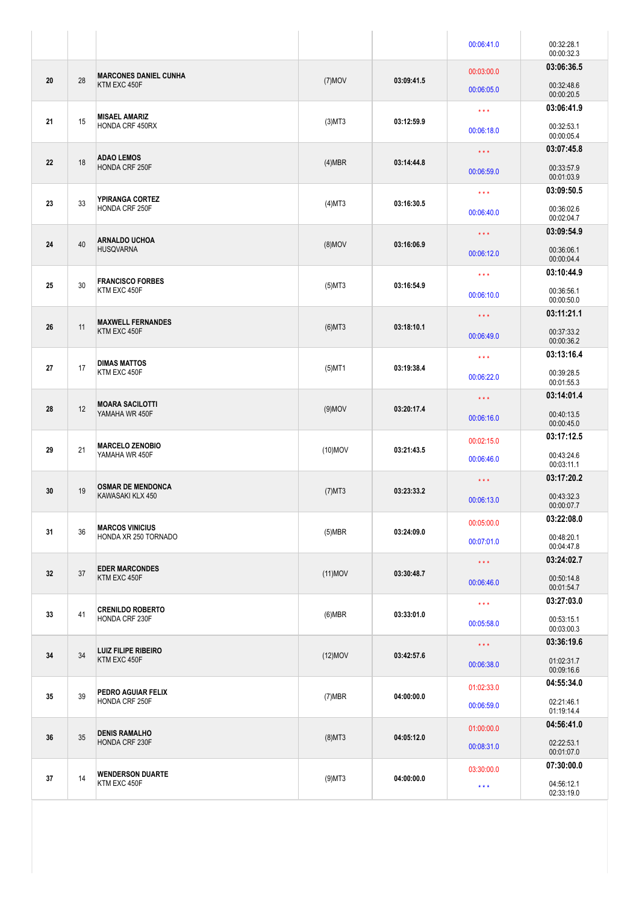| | | | | | | |
|---|---|---|---|---|---|---|
| | | | | | 00:06:41.0 | 00:32:28.1<br>00:00:32.3 |
| 20 | 28 | **MARCONES DANIEL CUNHA**<br>KTM EXC 450F | (7)MOV | **03:09:41.5** | 00:03:00.0<br>00:06:05.0 | **03:06:36.5**<br>00:32:48.6<br>00:00:20.5 |
| 21 | 15 | **MISAEL AMARIZ**<br>HONDA CRF 450RX | (3)MT3 | **03:12:59.9** | * * *<br>00:06:18.0 | **03:06:41.9**<br>00:32:53.1<br>00:00:05.4 |
| 22 | 18 | **ADAO LEMOS**<br>HONDA CRF 250F | (4)MBR | **03:14:44.8** | * * *<br>00:06:59.0 | **03:07:45.8**<br>00:33:57.9<br>00:01:03.9 |
| 23 | 33 | **YPIRANGA CORTEZ**<br>HONDA CRF 250F | (4)MT3 | **03:16:30.5** | * * *<br>00:06:40.0 | **03:09:50.5**<br>00:36:02.6<br>00:02:04.7 |
| 24 | 40 | **ARNALDO UCHOA**<br>HUSQVARNA | (8)MOV | **03:16:06.9** | * * *<br>00:06:12.0 | **03:09:54.9**<br>00:36:06.1<br>00:00:04.4 |
| 25 | 30 | **FRANCISCO FORBES**<br>KTM EXC 450F | (5)MT3 | **03:16:54.9** | * * *<br>00:06:10.0 | **03:10:44.9**<br>00:36:56.1<br>00:00:50.0 |
| 26 | 11 | **MAXWELL FERNANDES**<br>KTM EXC 450F | (6)MT3 | **03:18:10.1** | * * *<br>00:06:49.0 | **03:11:21.1**<br>00:37:33.2<br>00:00:36.2 |
| 27 | 17 | **DIMAS MATTOS**<br>KTM EXC 450F | (5)MT1 | **03:19:38.4** | * * *<br>00:06:22.0 | **03:13:16.4**<br>00:39:28.5<br>00:01:55.3 |
| 28 | 12 | **MOARA SACILOTTI**<br>YAMAHA WR 450F | (9)MOV | **03:20:17.4** | * * *<br>00:06:16.0 | **03:14:01.4**<br>00:40:13.5<br>00:00:45.0 |
| 29 | 21 | **MARCELO ZENOBIO**<br>YAMAHA WR 450F | (10)MOV | **03:21:43.5** | 00:02:15.0<br>00:06:46.0 | **03:17:12.5**<br>00:43:24.6<br>00:03:11.1 |
| 30 | 19 | **OSMAR DE MENDONCA**<br>KAWASAKI KLX 450 | (7)MT3 | **03:23:33.2** | * * *<br>00:06:13.0 | **03:17:20.2**<br>00:43:32.3<br>00:00:07.7 |
| 31 | 36 | **MARCOS VINICIUS**<br>HONDA XR 250 TORNADO | (5)MBR | **03:24:09.0** | 00:05:00.0<br>00:07:01.0 | **03:22:08.0**<br>00:48:20.1<br>00:04:47.8 |
| 32 | 37 | **EDER MARCONES**<br>KTM EXC 450F | (11)MOV | **03:30:48.7** | * * *<br>00:06:46.0 | **03:24:02.7**<br>00:50:14.8<br>00:01:54.7 |
| 33 | 41 | **CRENILDO ROBERTO**<br>HONDA CRF 230F | (6)MBR | **03:33:01.0** | * * *<br>00:05:58.0 | **03:27:03.0**<br>00:53:15.1<br>00:03:00.3 |
| 34 | 34 | **LUIZ FILIPE RIBEIRO**<br>KTM EXC 450F | (12)MOV | **03:42:57.6** | * * *<br>00:06:38.0 | **03:36:19.6**<br>01:02:31.7<br>00:09:16.6 |
| 35 | 39 | **PEDRO AGUIAR FELIX**<br>HONDA CRF 250F | (7)MBR | **04:00:00.0** | 01:02:33.0<br>00:06:59.0 | **04:55:34.0**<br>02:21:46.1<br>01:19:14.4 |
| 36 | 35 | **DENIS RAMALHO**<br>HONDA CRF 230F | (8)MT3 | **04:05:12.0** | 01:00:00.0<br>00:08:31.0 | **04:56:41.0**<br>02:22:53.1<br>00:01:07.0 |
| 37 | 14 | **WENDERSON DUARTE**<br>KTM EXC 450F | (9)MT3 | **04:00:00.0** | 03:30:00.0<br>* * * | **07:30:00.0**<br>04:56:12.1<br>02:33:19.0 |